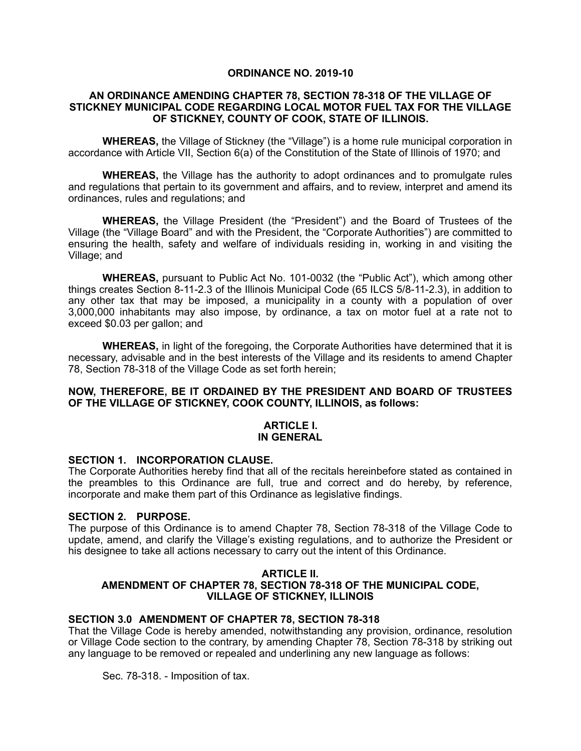# ORDINANCE NO. 2019-10

## AN ORDINANCE AMENDING CHAPTER 78, SECTION 78-318 OF THE VILLAGE OF STICKNEY MUNICIPAL CODE REGARDING LOCAL MOTOR FUEL TAX FOR THE VILLAGE OF STICKNEY, COUNTY OF COOK, STATE OF ILLINOIS.

**WHEREAS,** the Village of Stickney (the "Village") is a home rule municipal corporation in accordance with Article VII, Section 6(a) of the Constitution of the State of Illinois of 1970; and

**WHEREAS,** the Village has the authority to adopt ordinances and to promulgate rules and regulations that pertain to its government and affairs, and to review, interpret and amend its ordinances, rules and regulations; and

**WHEREAS,** the Village President (the "President") and the Board of Trustees of the Village (the "Village Board" and with the President, the "Corporate Authorities") are committed to ensuring the health, safety and welfare of individuals residing in, working in and visiting the Village; and

**WHEREAS,** pursuant to Public Act No. 101-0032 (the "Public Act"), which among other things creates Section 8-11-2.3 of the Illinois Municipal Code (65 ILCS 5/8-11-2.3), in addition to any other tax that may be imposed, a municipality in a county with a population of over 3,000,000 inhabitants may also impose, by ordinance, a tax on motor fuel at a rate not to exceed $0.03 per gallon; and

**WHEREAS,** in light of the foregoing, the Corporate Authorities have determined that it is necessary, advisable and in the best interests of the Village and its residents to amend Chapter 78, Section 78-318 of the Village Code as set forth herein;

**NOW, THEREFORE, BE IT ORDAINED BY THE PRESIDENT AND BOARD OF TRUSTEES OF THE VILLAGE OF STICKNEY, COOK COUNTY, ILLINOIS, as follows:**

## ARTICLE I.
## IN GENERAL

### SECTION 1. INCORPORATION CLAUSE.

The Corporate Authorities hereby find that all of the recitals hereinbefore stated as contained in the preambles to this Ordinance are full, true and correct and do hereby, by reference, incorporate and make them part of this Ordinance as legislative findings.

### SECTION 2. PURPOSE.

The purpose of this Ordinance is to amend Chapter 78, Section 78-318 of the Village Code to update, amend, and clarify the Village's existing regulations, and to authorize the President or his designee to take all actions necessary to carry out the intent of this Ordinance.

## ARTICLE II.
## AMENDMENT OF CHAPTER 78, SECTION 78-318 OF THE MUNICIPAL CODE, VILLAGE OF STICKNEY, ILLINOIS

### SECTION 3.0 AMENDMENT OF CHAPTER 78, SECTION 78-318

That the Village Code is hereby amended, notwithstanding any provision, ordinance, resolution or Village Code section to the contrary, by amending Chapter 78, Section 78-318 by striking out any language to be removed or repealed and underlining any new language as follows:

Sec. 78-318. - Imposition of tax.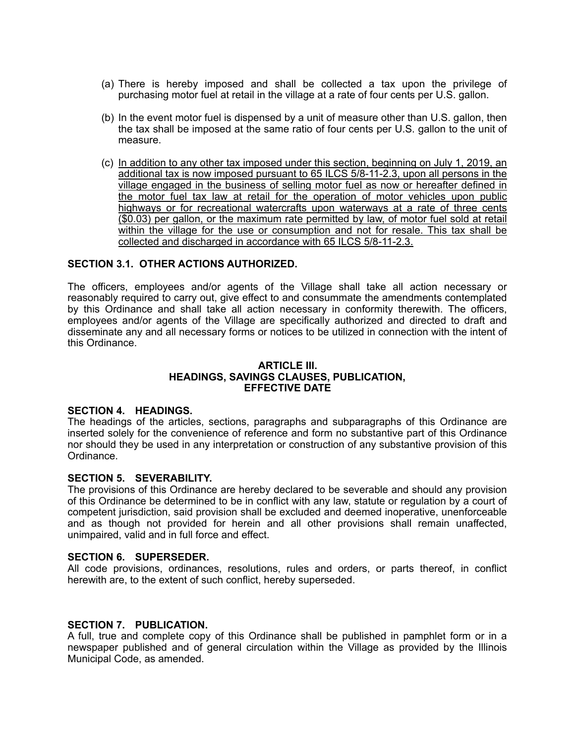(a) There is hereby imposed and shall be collected a tax upon the privilege of purchasing motor fuel at retail in the village at a rate of four cents per U.S. gallon.

(b) In the event motor fuel is dispensed by a unit of measure other than U.S. gallon, then the tax shall be imposed at the same ratio of four cents per U.S. gallon to the unit of measure.

(c) <u>In addition to any other tax imposed under this section, beginning on July 1, 2019, an additional tax is now imposed pursuant to 65 ILCS 5/8-11-2.3, upon all persons in the village engaged in the business of selling motor fuel as now or hereafter defined in the motor fuel tax law at retail for the operation of motor vehicles upon public highways or for recreational watercrafts upon waterways at a rate of three cents ($0.03) per gallon, or the maximum rate permitted by law, of motor fuel sold at retail within the village for the use or consumption and not for resale. This tax shall be collected and discharged in accordance with 65 ILCS 5/8-11-2.3.</u>

**SECTION 3.1. OTHER ACTIONS AUTHORIZED.**

The officers, employees and/or agents of the Village shall take all action necessary or reasonably required to carry out, give effect to and consummate the amendments contemplated by this Ordinance and shall take all action necessary in conformity therewith. The officers, employees and/or agents of the Village are specifically authorized and directed to draft and disseminate any and all necessary forms or notices to be utilized in connection with the intent of this Ordinance.

## ARTICLE III.
## HEADINGS, SAVINGS CLAUSES, PUBLICATION, EFFECTIVE DATE

**SECTION 4. HEADINGS.**
The headings of the articles, sections, paragraphs and subparagraphs of this Ordinance are inserted solely for the convenience of reference and form no substantive part of this Ordinance nor should they be used in any interpretation or construction of any substantive provision of this Ordinance.

**SECTION 5. SEVERABILITY.**
The provisions of this Ordinance are hereby declared to be severable and should any provision of this Ordinance be determined to be in conflict with any law, statute or regulation by a court of competent jurisdiction, said provision shall be excluded and deemed inoperative, unenforceable and as though not provided for herein and all other provisions shall remain unaffected, unimpaired, valid and in full force and effect.

**SECTION 6. SUPERSEDER.**
All code provisions, ordinances, resolutions, rules and orders, or parts thereof, in conflict herewith are, to the extent of such conflict, hereby superseded.

**SECTION 7. PUBLICATION.**
A full, true and complete copy of this Ordinance shall be published in pamphlet form or in a newspaper published and of general circulation within the Village as provided by the Illinois Municipal Code, as amended.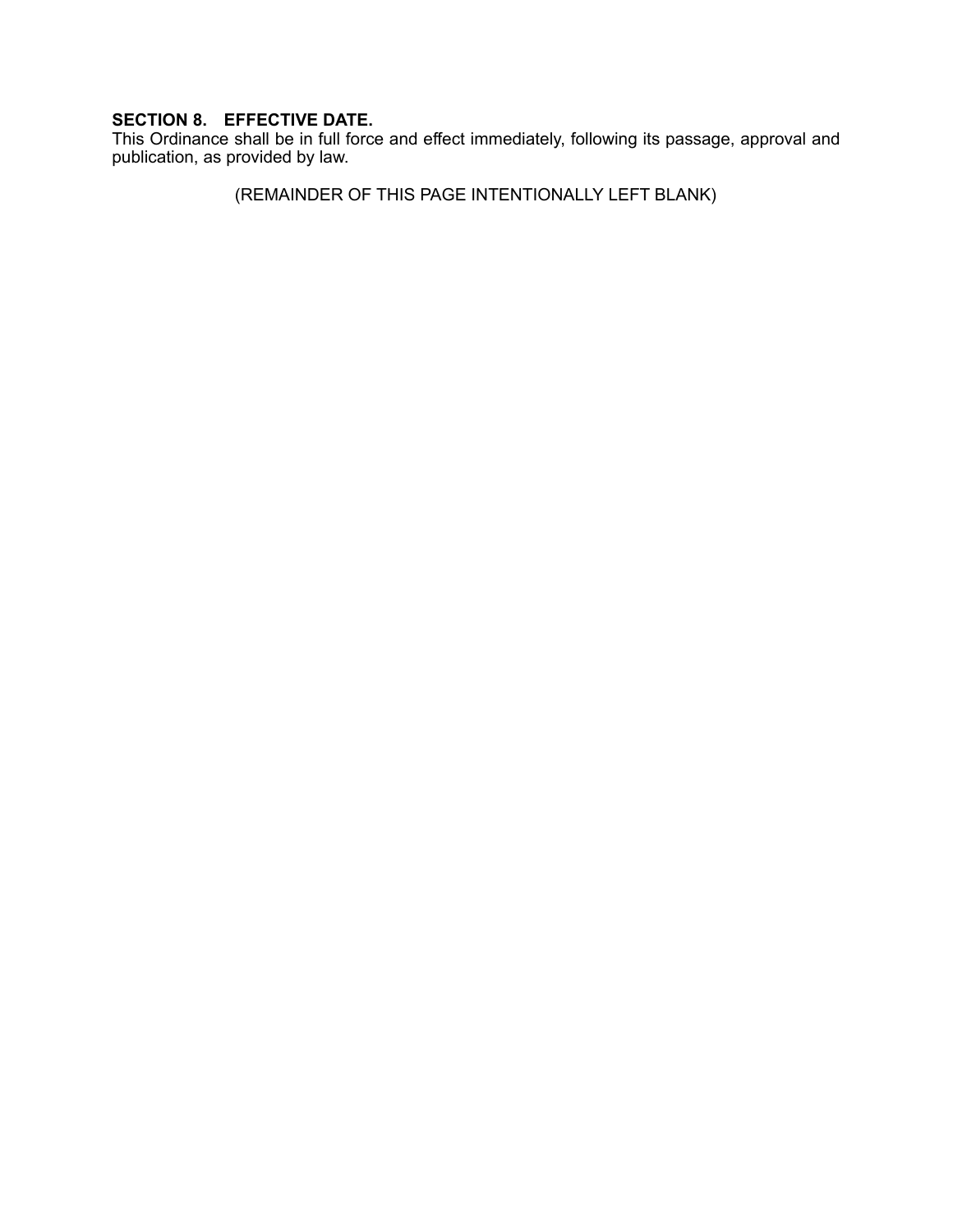**SECTION 8. EFFECTIVE DATE.**
This Ordinance shall be in full force and effect immediately, following its passage, approval and publication, as provided by law.

(REMAINDER OF THIS PAGE INTENTIONALLY LEFT BLANK)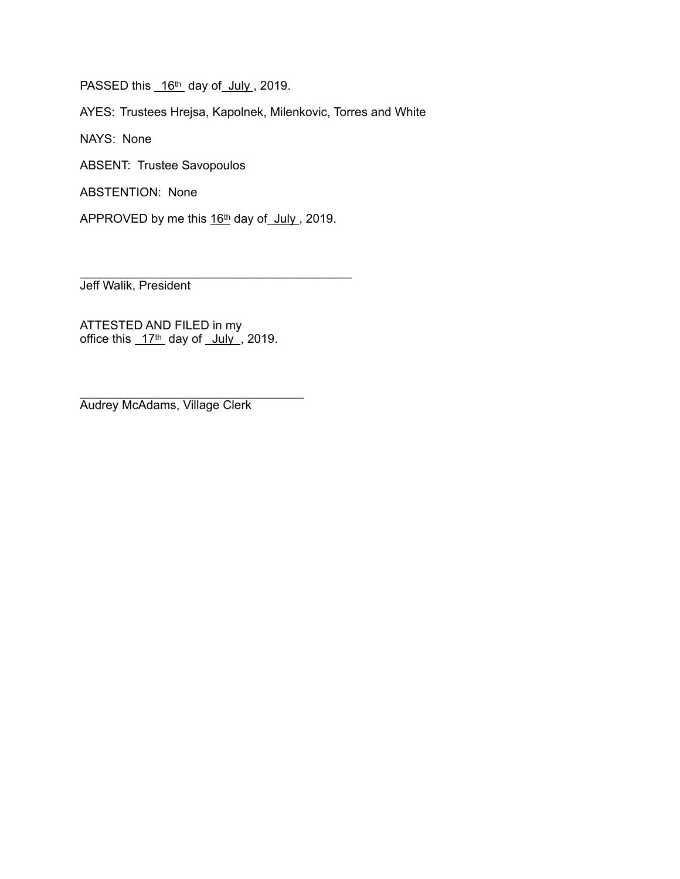PASSED this 16th day of July, 2019.

AYES: Trustees Hrejsa, Kapolnek, Milenkovic, Torres and White

NAYS: None

ABSENT: Trustee Savopoulos

ABSTENTION: None

APPROVED by me this 16th day of July, 2019.

\_\_\_\_\_\_\_\_\_\_\_\_\_\_\_\_\_\_\_\_\_\_\_\_\_\_\_\_\_\_\_\_\_\_\_\_\_\_\_\_
Jeff Walik, President

ATTESTED AND FILED in my
office this 17th day of July, 2019.

\_\_\_\_\_\_\_\_\_\_\_\_\_\_\_\_\_\_\_\_\_\_\_\_\_\_\_\_\_\_\_\_\_\_\_\_
Audrey McAdams, Village Clerk